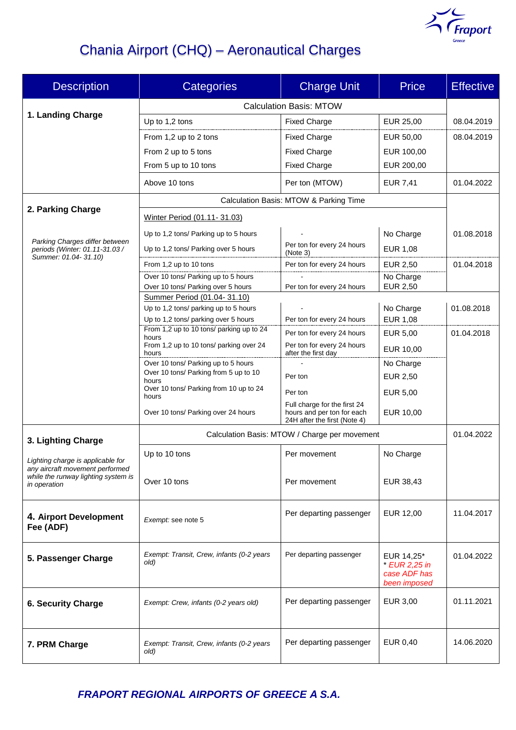# Chania Airport (CHQ) – Aeronautical Charges

| Description | Categories | Charge Unit | Price | Effective |
|---|---|---|---|---|
| **1. Landing Charge** | Calculation Basis: MTOW | | | |
| | Up to 1,2 tons | Fixed Charge | EUR 25,00 | 08.04.2019 |
| | From 1,2 up to 2 tons | Fixed Charge | EUR 50,00 | 08.04.2019 |
| | From 2 up to 5 tons | Fixed Charge | EUR 100,00 | |
| | From 5 up to 10 tons | Fixed Charge | EUR 200,00 | |
| | Above 10 tons | Per ton (MTOW) | EUR 7,41 | 01.04.2022 |
| **2. Parking Charge** *Parking Charges differ between periods (Winter: 01.11-31.03 / Summer: 01.04- 31.10)* | Calculation Basis: MTOW & Parking Time | | | |
| | Winter Period (01.11- 31.03) | | | |
| | Up to 1,2 tons/ Parking up to 5 hours | - | No Charge | 01.08.2018 |
| | Up to 1,2 tons/ Parking over 5 hours | Per ton for every 24 hours (Note 3) | EUR 1,08 | |
| | From 1,2 up to 10 tons | Per ton for every 24 hours | EUR 2,50 | 01.04.2018 |
| | Over 10 tons/ Parking up to 5 hours | - | No Charge | |
| | Over 10 tons/ Parking over 5 hours | Per ton for every 24 hours | EUR 2,50 | |
| | Summer Period (01.04- 31.10) | | | |
| | Up to 1,2 tons/ parking up to 5 hours | - | No Charge | 01.08.2018 |
| | Up to 1,2 tons/ parking over 5 hours | Per ton for every 24 hours | EUR 1,08 | |
| | From 1,2 up to 10 tons/ parking up to 24 hours | Per ton for every 24 hours | EUR 5,00 | 01.04.2018 |
| | From 1,2 up to 10 tons/ parking over 24 hours | Per ton for every 24 hours after the first day | EUR 10,00 | |
| | Over 10 tons/ Parking up to 5 hours | - | No Charge | |
| | Over 10 tons/ Parking from 5 up to 10 hours | Per ton | EUR 2,50 | |
| | Over 10 tons/ Parking from 10 up to 24 hours | Per ton | EUR 5,00 | |
| | Over 10 tons/ Parking over 24 hours | Full charge for the first 24 hours and per ton for each 24H after the first (Note 4) | EUR 10,00 | |
| **3. Lighting Charge** *Lighting charge is applicable for any aircraft movement performed while the runway lighting system is in operation* | Calculation Basis: MTOW / Charge per movement | | | 01.04.2022 |
| | Up to 10 tons | Per movement | No Charge | |
| | Over 10 tons | Per movement | EUR 38,43 | |
| **4. Airport Development Fee (ADF)** | *Exempt:* see note 5 | Per departing passenger | EUR 12,00 | 11.04.2017 |
| **5. Passenger Charge** | *Exempt: Transit, Crew, infants (0-2 years old)* | Per departing passenger | EUR 14,25* *\* EUR 2,25 in case ADF has been imposed* | 01.04.2022 |
| **6. Security Charge** | *Exempt: Crew, infants (0-2 years old)* | Per departing passenger | EUR 3,00 | 01.11.2021 |
| **7. PRM Charge** | *Exempt: Transit, Crew, infants (0-2 years old)* | Per departing passenger | EUR 0,40 | 14.06.2020 |

***FRAPORT REGIONAL AIRPORTS OF GREECE A S.A.***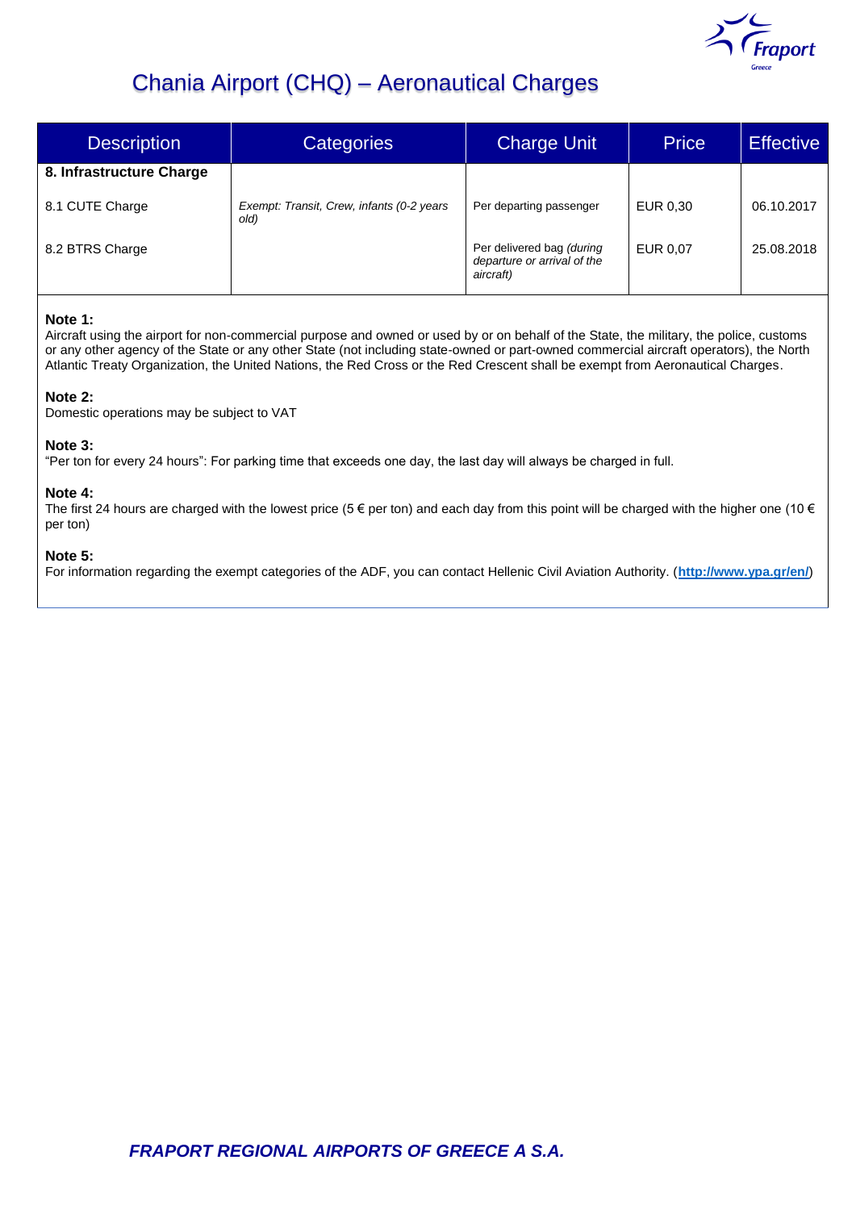# Chania Airport (CHQ) – Aeronautical Charges

| Description | Categories | Charge Unit | Price | Effective |
|---|---|---|---|---|
| **8. Infrastructure Charge** | | | | |
| 8.1 CUTE Charge | *Exempt: Transit, Crew, infants (0-2 years old)* | Per departing passenger | EUR 0,30 | 06.10.2017 |
| 8.2 BTRS Charge | | Per delivered bag *(during departure or arrival of the aircraft)* | EUR 0,07 | 25.08.2018 |

**Note 1:**
Aircraft using the airport for non-commercial purpose and owned or used by or on behalf of the State, the military, the police, customs or any other agency of the State or any other State (not including state-owned or part-owned commercial aircraft operators), the North Atlantic Treaty Organization, the United Nations, the Red Cross or the Red Crescent shall be exempt from Aeronautical Charges.

**Note 2:**
Domestic operations may be subject to VAT

**Note 3:**
"Per ton for every 24 hours": For parking time that exceeds one day, the last day will always be charged in full.

**Note 4:**
The first 24 hours are charged with the lowest price (5 € per ton) and each day from this point will be charged with the higher one (10 € per ton)

**Note 5:**
For information regarding the exempt categories of the ADF, you can contact Hellenic Civil Aviation Authority. (**http://www.ypa.gr/en/**)

*FRAPORT REGIONAL AIRPORTS OF GREECE A S.A.*